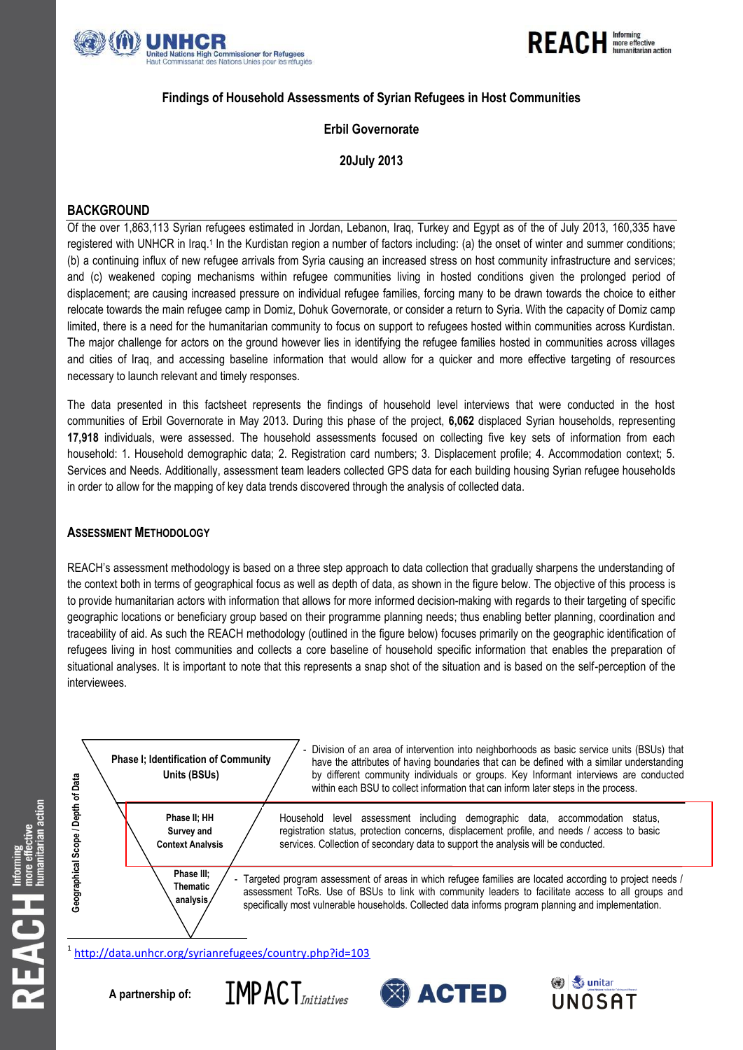# Findings of Household Assessments of Syrian Refugees in Host Communities

## Erbil Governorate

## 20July 2013

## BACKGROUND

Of the over 1,863,113 Syrian refugees estimated in Jordan, Lebanon, Iraq, Turkey and Egypt as of the of July 2013, 160,335 have registered with UNHCR in Iraq.[1] In the Kurdistan region a number of factors including: (a) the onset of winter and summer conditions; (b) a continuing influx of new refugee arrivals from Syria causing an increased stress on host community infrastructure and services; and (c) weakened coping mechanisms within refugee communities living in hosted conditions given the prolonged period of displacement; are causing increased pressure on individual refugee families, forcing many to be drawn towards the choice to either relocate towards the main refugee camp in Domiz, Dohuk Governorate, or consider a return to Syria. With the capacity of Domiz camp limited, there is a need for the humanitarian community to focus on support to refugees hosted within communities across Kurdistan. The major challenge for actors on the ground however lies in identifying the refugee families hosted in communities across villages and cities of Iraq, and accessing baseline information that would allow for a quicker and more effective targeting of resources necessary to launch relevant and timely responses.

The data presented in this factsheet represents the findings of household level interviews that were conducted in the host communities of Erbil Governorate in May 2013. During this phase of the project, **6,062** displaced Syrian households, representing **17,918** individuals, were assessed. The household assessments focused on collecting five key sets of information from each household: 1. Household demographic data; 2. Registration card numbers; 3. Displacement profile; 4. Accommodation context; 5. Services and Needs. Additionally, assessment team leaders collected GPS data for each building housing Syrian refugee households in order to allow for the mapping of key data trends discovered through the analysis of collected data.

### ASSESSMENT METHODOLOGY

REACH's assessment methodology is based on a three step approach to data collection that gradually sharpens the understanding of the context both in terms of geographical focus as well as depth of data, as shown in the figure below. The objective of this process is to provide humanitarian actors with information that allows for more informed decision-making with regards to their targeting of specific geographic locations or beneficiary group based on their programme planning needs; thus enabling better planning, coordination and traceability of aid. As such the REACH methodology (outlined in the figure below) focuses primarily on the geographic identification of refugees living in host communities and collects a core baseline of household specific information that enables the preparation of situational analyses. It is important to note that this represents a snap shot of the situation and is based on the self-perception of the interviewees.

Geographical Scope / Depth of Data

| Phase | Description |
| --- | --- |
| Phase I; Identification of Community Units (BSUs) | - Division of an area of intervention into neighborhoods as basic service units (BSUs) that have the attributes of having boundaries that can be defined with a similar understanding by different community individuals or groups. Key Informant interviews are conducted within each BSU to collect information that can inform later steps in the process. |
| Phase II; HH Survey and Context Analysis | Household level assessment including demographic data, accommodation status, registration status, protection concerns, displacement profile, and needs / access to basic services. Collection of secondary data to support the analysis will be conducted. |
| Phase III; Thematic analysis | - Targeted program assessment of areas in which refugee families are located according to project needs / assessment ToRs. Use of BSUs to link with community leaders to facilitate access to all groups and specifically most vulnerable households. Collected data informs program planning and implementation. |

[1] http://data.unhcr.org/syrianrefugees/country.php?id=103

A partnership of: IMPACT Initiatives, ACTED, UNITAR UNOSAT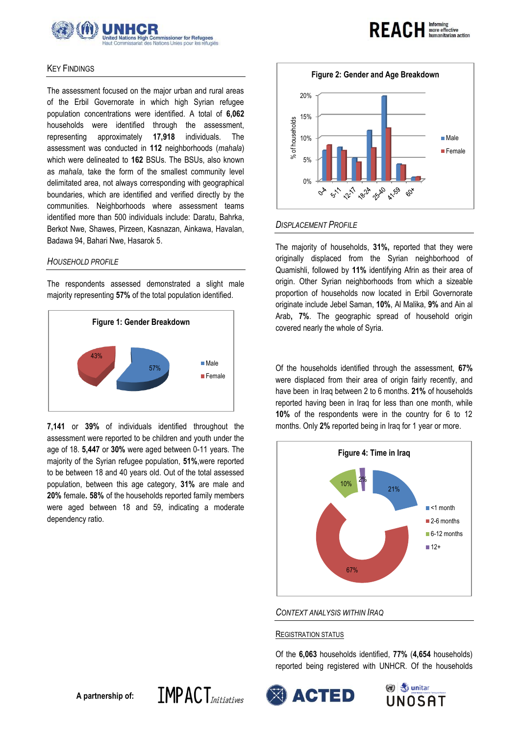## Key Findings

The assessment focused on the major urban and rural areas of the Erbil Governorate in which high Syrian refugee population concentrations were identified. A total of **6,062** households were identified through the assessment, representing approximately **17,918** individuals. The assessment was conducted in **112** neighborhoods (*mahala*) which were delineated to **162** BSUs. The BSUs, also known as *mahala*, take the form of the smallest community level delimitated area, not always corresponding with geographical boundaries, which are identified and verified directly by the communities. Neighborhoods where assessment teams identified more than 500 individuals include: Daratu, Bahrka, Berkot Nwe, Shawes, Pirzeen, Kasnazan, Ainkawa, Havalan, Badawa 94, Bahari Nwe, Hasarok 5.

### *Household Profile*

The respondents assessed demonstrated a slight male majority representing **57%** of the total population identified.

**Figure 1: Gender Breakdown**

**7,141** or **39%** of individuals identified throughout the assessment were reported to be children and youth under the age of 18. **5,447** or **30%** were aged between 0-11 years. The majority of the Syrian refugee population, **51%**,were reported to be between 18 and 40 years old. Out of the total assessed population, between this age category, **31%** are male and **20%** female**. 58%** of the households reported family members were aged between 18 and 59, indicating a moderate dependency ratio.

**Figure 2: Gender and Age Breakdown**

### *Displacement Profile*

The majority of households, **31%,** reported that they were originally displaced from the Syrian neighborhood of Quamishli, followed by **11%** identifying Afrin as their area of origin. Other Syrian neighborhoods from which a sizeable proportion of households now located in Erbil Governorate originate include Jebel Saman, **10%**, Al Malika, **9%** and Ain al Arab**, 7%**. The geographic spread of household origin covered nearly the whole of Syria.

Of the households identified through the assessment, **67%** were displaced from their area of origin fairly recently, and have been in Iraq between 2 to 6 months. **21%** of households reported having been in Iraq for less than one month, while **10%** of the respondents were in the country for 6 to 12 months. Only **2%** reported being in Iraq for 1 year or more.

**Figure 4: Time in Iraq**

### *Context Analysis within Iraq*

#### Registration Status

Of the **6,063** households identified, **77%** (**4,654** households) reported being registered with UNHCR. Of the households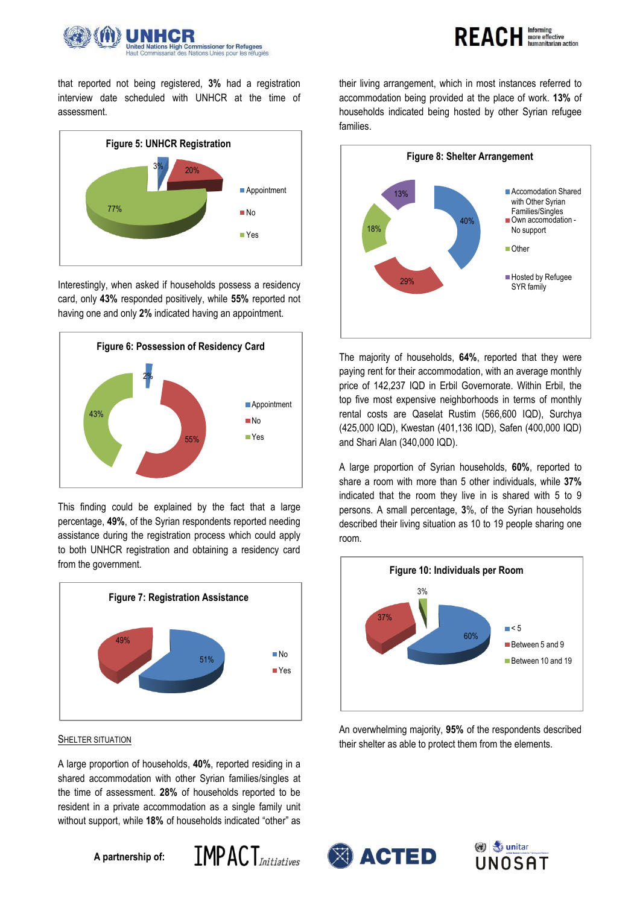that reported not being registered, **3%** had a registration interview date scheduled with UNHCR at the time of assessment.

**Figure 5: UNHCR Registration**

- Appointment: 3%
- No: 20%
- Yes: 77%

Interestingly, when asked if households possess a residency card, only **43%** responded positively, while **55%** reported not having one and only **2%** indicated having an appointment.

**Figure 6: Possession of Residency Card**

- Appointment: 2%
- No: 55%
- Yes: 43%

This finding could be explained by the fact that a large percentage, **49%**, of the Syrian respondents reported needing assistance during the registration process which could apply to both UNHCR registration and obtaining a residency card from the government.

**Figure 7: Registration Assistance**

- No: 51%
- Yes: 49%

## SHELTER SITUATION

A large proportion of households, **40%**, reported residing in a shared accommodation with other Syrian families/singles at the time of assessment. **28%** of households reported to be resident in a private accommodation as a single family unit without support, while **18%** of households indicated "other" as their living arrangement, which in most instances referred to accommodation being provided at the place of work. **13%** of households indicated being hosted by other Syrian refugee families.

**Figure 8: Shelter Arrangement**

- Accomodation Shared with Other Syrian Families/Singles: 40%
- Own accomodation - No support: 29%
- Other: 18%
- Hosted by Refugee SYR family: 13%

The majority of households, **64%**, reported that they were paying rent for their accommodation, with an average monthly price of 142,237 IQD in Erbil Governorate. Within Erbil, the top five most expensive neighborhoods in terms of monthly rental costs are Qaselat Rustim (566,600 IQD), Surchya (425,000 IQD), Kwestan (401,136 IQD), Safen (400,000 IQD) and Shari Alan (340,000 IQD).

A large proportion of Syrian households, **60%**, reported to share a room with more than 5 other individuals, while **37%** indicated that the room they live in is shared with 5 to 9 persons. A small percentage, **3**%, of the Syrian households described their living situation as 10 to 19 people sharing one room.

**Figure 10: Individuals per Room**

- < 5: 60%
- Between 5 and 9: 37%
- Between 10 and 19: 3%

An overwhelming majority, **95%** of the respondents described their shelter as able to protect them from the elements.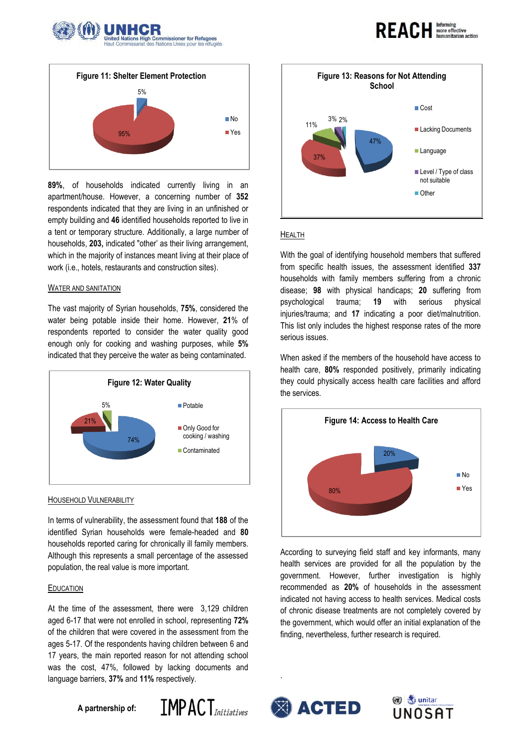**Figure 11: Shelter Element Protection**

- No: 5%
- Yes: 95%

**89%**, of households indicated currently living in an apartment/house. However, a concerning number of **352** respondents indicated that they are living in an unfinished or empty building and **46** identified households reported to live in a tent or temporary structure. Additionally, a large number of households, **203,** indicated "other' as their living arrangement, which in the majority of instances meant living at their place of work (i.e., hotels, restaurants and construction sites).

### WATER AND SANITATION

The vast majority of Syrian households, **75%**, considered the water being potable inside their home. However, **21**% of respondents reported to consider the water quality good enough only for cooking and washing purposes, while **5%** indicated that they perceive the water as being contaminated.

**Figure 12: Water Quality**

- Potable: 74%
- Only Good for cooking / washing: 21%
- Contaminated: 5%

### HOUSEHOLD VULNERABILITY

In terms of vulnerability, the assessment found that **188** of the identified Syrian households were female-headed and **80** households reported caring for chronically ill family members. Although this represents a small percentage of the assessed population, the real value is more important.

### EDUCATION

At the time of the assessment, there were 3,129 children aged 6-17 that were not enrolled in school, representing **72%** of the children that were covered in the assessment from the ages 5-17. Of the respondents having children between 6 and 17 years, the main reported reason for not attending school was the cost, 47%, followed by lacking documents and language barriers, **37%** and **11%** respectively.

**Figure 13: Reasons for Not Attending School**

- Cost: 47%
- Lacking Documents: 37%
- Language: 11%
- Level / Type of class not suitable: 3%
- Other: 2%

### HEALTH

With the goal of identifying household members that suffered from specific health issues, the assessment identified **337** households with family members suffering from a chronic disease; **98** with physical handicaps; **20** suffering from psychological trauma; **19** with serious physical injuries/trauma; and **17** indicating a poor diet/malnutrition. This list only includes the highest response rates of the more serious issues.

When asked if the members of the household have access to health care, **80%** responded positively, primarily indicating they could physically access health care facilities and afford the services.

**Figure 14: Access to Health Care**

- No: 20%
- Yes: 80%

According to surveying field staff and key informants, many health services are provided for all the population by the government. However, further investigation is highly recommended as **20%** of households in the assessment indicated not having access to health services. Medical costs of chronic disease treatments are not completely covered by the government, which would offer an initial explanation of the finding, nevertheless, further research is required.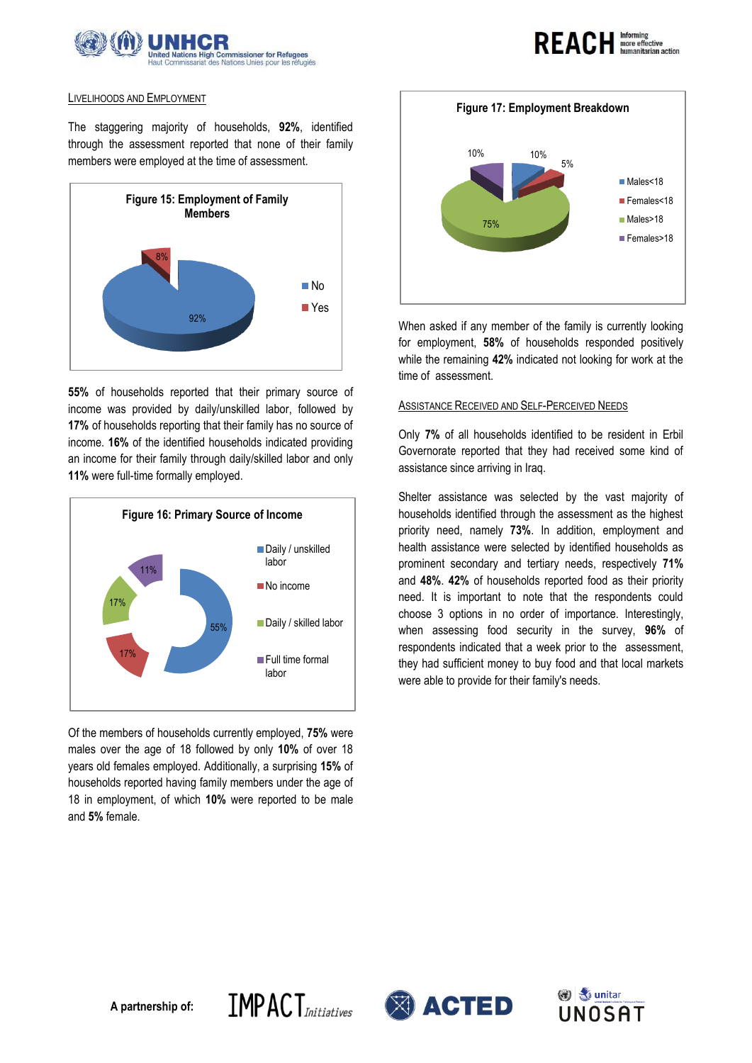## LIVELIHOODS AND EMPLOYMENT

The staggering majority of households, **92%**, identified through the assessment reported that none of their family members were employed at the time of assessment.

**Figure 15: Employment of Family Members**

| | % |
|---|---|
| No | 92% |
| Yes | 8% |

**55%** of households reported that their primary source of income was provided by daily/unskilled labor, followed by **17%** of households reporting that their family has no source of income. **16%** of the identified households indicated providing an income for their family through daily/skilled labor and only **11%** were full-time formally employed.

**Figure 16: Primary Source of Income**

| | % |
|---|---|
| Daily / unskilled labor | 55% |
| No income | 17% |
| Daily / skilled labor | 17% |
| Full time formal labor | 11% |

Of the members of households currently employed, **75%** were males over the age of 18 followed by only **10%** of over 18 years old females employed. Additionally, a surprising **15%** of households reported having family members under the age of 18 in employment, of which **10%** were reported to be male and **5%** female.

**Figure 17: Employment Breakdown**

| | % |
|---|---|
| Males<18 | 10% |
| Females<18 | 5% |
| Males>18 | 75% |
| Females>18 | 10% |

When asked if any member of the family is currently looking for employment, **58%** of households responded positively while the remaining **42%** indicated not looking for work at the time of assessment.

## ASSISTANCE RECEIVED AND SELF-PERCEIVED NEEDS

Only **7%** of all households identified to be resident in Erbil Governorate reported that they had received some kind of assistance since arriving in Iraq.

Shelter assistance was selected by the vast majority of households identified through the assessment as the highest priority need, namely **73%**. In addition, employment and health assistance were selected by identified households as prominent secondary and tertiary needs, respectively **71%** and **48%**. **42%** of households reported food as their priority need. It is important to note that the respondents could choose 3 options in no order of importance. Interestingly, when assessing food security in the survey, **96%** of respondents indicated that a week prior to the assessment, they had sufficient money to buy food and that local markets were able to provide for their family's needs.

A partnership of: IMPACT Initiatives, ACTED, unitar UNOSAT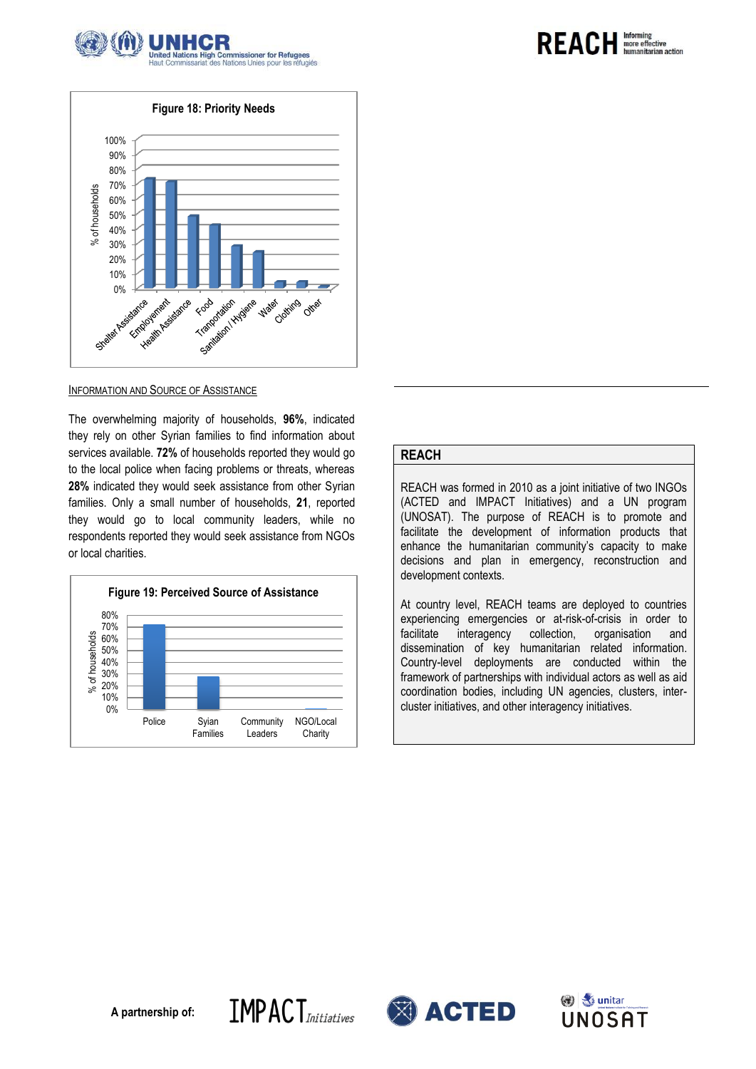**Figure 18: Priority Needs**

100%
90%
80%
70%
60%
50%
40%
30%
20%
10%
0%

% of households

Shelter Assistance
Employment
Health Assistance
Food
Tranportation
Sanitation / Hygiene
Water
Clothing
Other

## Information and Source of Assistance

The overwhelming majority of households, **96%**, indicated they rely on other Syrian families to find information about services available. **72%** of households reported they would go to the local police when facing problems or threats, whereas **28%** indicated they would seek assistance from other Syrian families. Only a small number of households, **21**, reported they would go to local community leaders, while no respondents reported they would seek assistance from NGOs or local charities.

**Figure 19: Perceived Source of Assistance**

80%
70%
60%
50%
40%
30%
20%
10%
0%

% of households

Police
Syian Families
Community Leaders
NGO/Local Charity

## REACH

REACH was formed in 2010 as a joint initiative of two INGOs (ACTED and IMPACT Initiatives) and a UN program (UNOSAT). The purpose of REACH is to promote and facilitate the development of information products that enhance the humanitarian community's capacity to make decisions and plan in emergency, reconstruction and development contexts.

At country level, REACH teams are deployed to countries experiencing emergencies or at-risk-of-crisis in order to facilitate interagency collection, organisation and dissemination of key humanitarian related information. Country-level deployments are conducted within the framework of partnerships with individual actors as well as aid coordination bodies, including UN agencies, clusters, inter-cluster initiatives, and other interagency initiatives.

A partnership of: IMPACT Initiatives, ACTED, unitar UNOSAT